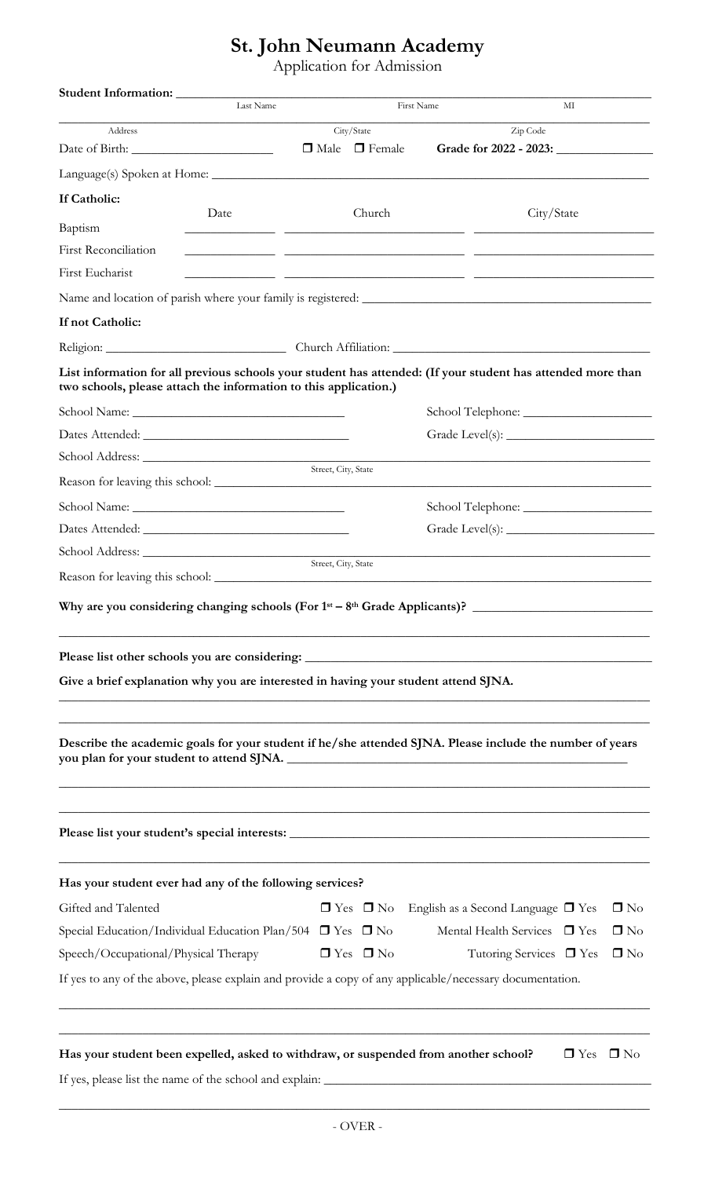# St. John Neumann Academy

Application for Admission

**Student Information:** ______________________________________________

Last Name | First Name | MI

Address | City/State | Zip Code

Date of Birth: ______________________ ☐ Male ☐ Female **Grade for 2022 - 2023:** ______________

Language(s) Spoken at Home: ______________________________________________

**If Catholic:**

| | Date | Church | City/State |
|---|---|---|---|
| Baptism | | | |
| First Reconciliation | | | |
| First Eucharist | | | |

Name and location of parish where your family is registered: ______________________________________________

**If not Catholic:**

Religion: ______________________ Church Affiliation: ______________________________________________

**List information for all previous schools your student has attended: (If your student has attended more than two schools, please attend the information to this application.)**

School Name: ______________________ School Telephone: ______________________

Dates Attended: ______________________ Grade Level(s): ______________________

School Address: ______________________________________________
Street, City, State

Reason for leaving this school: ______________________________________________

School Name: ______________________ School Telephone: ______________________

Dates Attended: ______________________ Grade Level(s): ______________________

School Address: ______________________________________________
Street, City, State

Reason for leaving this school: ______________________________________________

**Why are you considering changing schools (For 1st – 8th Grade Applicants)?** ______________________

**Please list other schools you are considering:** ______________________________________________

**Give a brief explanation why you are interested in having your student attend SJNA.**

______________________________________________

**Describe the academic goals for your student if he/she attended SJNA. Please include the number of years you plan for your student to attend SJNA.** ______________________________________________

______________________________________________

**Please list your student's special interests:** ______________________________________________

**Has your student ever had any of the following services?**

| | | | |
|---|---|---|---|
| Gifted and Talented | ☐ Yes ☐ No | English as a Second Language | ☐ Yes ☐ No |
| Special Education/Individual Education Plan/504 | ☐ Yes ☐ No | Mental Health Services | ☐ Yes ☐ No |
| Speech/Occupational/Physical Therapy | ☐ Yes ☐ No | Tutoring Services | ☐ Yes ☐ No |

If yes to any of the above, please explain and provide a copy of any applicable/necessary documentation.

______________________________________________

**Has your student been expelled, asked to withdraw, or suspended from another school?** ☐ Yes ☐ No

If yes, please list the name of the school and explain: ______________________________________________

- OVER -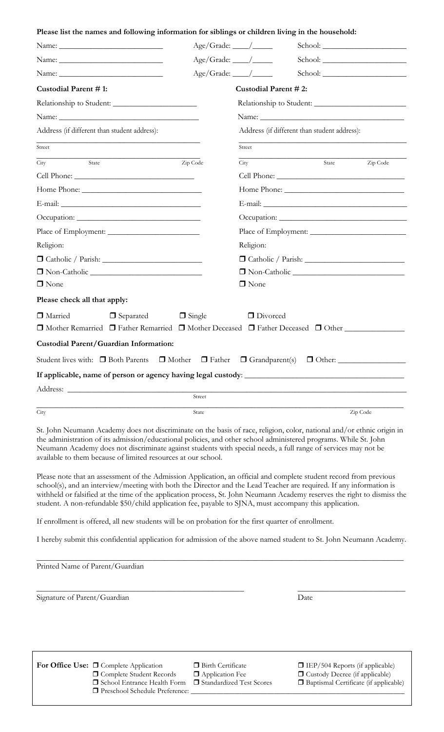**Please list the names and following information for siblings or children living in the household:**

Name: ______________________ Age/Grade: ____/_____ School: ____________________

Name: ______________________ Age/Grade: ____/_____ School: ____________________

Name: ______________________ Age/Grade: ____/_____ School: ____________________

| **Custodial Parent # 1:** | **Custodial Parent # 2:** |
|---|---|
| Relationship to Student: ____________________ | Relationship to Student: ____________________ |
| Name: ______________________________ | Name: ______________________________ |
| Address (if different than student address): | Address (if different than student address): |
| Street | Street |
| City State Zip Code | City State Zip Code |
| Cell Phone: ______________________________ | Cell Phone: ______________________________ |
| Home Phone: ______________________________ | Home Phone: ______________________________ |
| E-mail: ______________________________ | E-mail: ______________________________ |
| Occupation: ______________________________ | Occupation: ______________________________ |
| Place of Employment: ____________________ | Place of Employment: ____________________ |
| Religion: | Religion: |
| ☐ Catholic / Parish: ____________________ | ☐ Catholic / Parish: ____________________ |
| ☐ Non-Catholic ____________________ | ☐ Non-Catholic ____________________ |
| ☐ None | ☐ None |

**Please check all that apply:**

☐ Married ☐ Separated ☐ Single ☐ Divorced

☐ Mother Remarried ☐ Father Remarried ☐ Mother Deceased ☐ Father Deceased ☐ Other ______________

**Custodial Parent/Guardian Information:**

Student lives with: ☐ Both Parents ☐ Mother ☐ Father ☐ Grandparent(s) ☐ Other: ________________

**If applicable, name of person or agency having legal custody**: ____________________________________

Address: ______________________________________________________________________

Street

City State Zip Code

St. John Neumann Academy does not discriminate on the basis of race, religion, color, national and/or ethnic origin in the administration of its admission/educational policies, and other school administered programs. While St. John Neumann Academy does not discriminate against students with special needs, a full range of services may not be available to them because of limited resources at our school.

Please note that an assessment of the Admission Application, an official and complete student record from previous school(s), and an interview/meeting with both the Director and the Lead Teacher are required. If any information is withheld or falsified at the time of the application process, St. John Neumann Academy reserves the right to dismiss the student. A non-refundable $50/child application fee, payable to SJNA, must accompany this application.

If enrollment is offered, all new students will be on probation for the first quarter of enrollment.

I hereby submit this confidential application for admission of the above named student to St. John Neumann Academy.

______________________________________________________________________

Printed Name of Parent/Guardian

______________________________________________ ________________________

Signature of Parent/Guardian Date

**For Office Use:**
☐ Complete Application ☐ Birth Certificate ☐ IEP/504 Reports (if applicable)
☐ Complete Student Records ☐ Application Fee ☐ Custody Decree (if applicable)
☐ School Entrance Health Form ☐ Standardized Test Scores ☐ Baptismal Certificate (if applicable)
☐ Preschool Schedule Preference: ______________________________________________